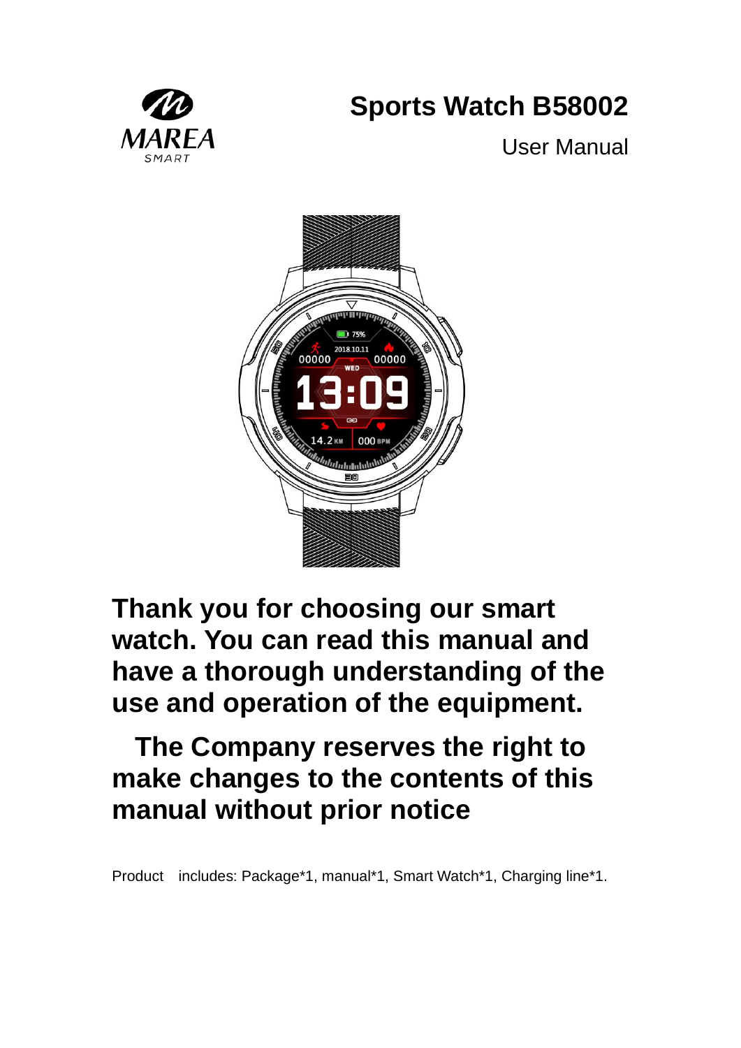MAREA SMART

# Sports Watch B58002

User Manual

**Thank you for choosing our smart watch. You can read this manual and have a thorough understanding of the use and operation of the equipment.**

**The Company reserves the right to make changes to the contents of this manual without prior notice**

Product includes: Package*1, manual*1, Smart Watch*1, Charging line*1.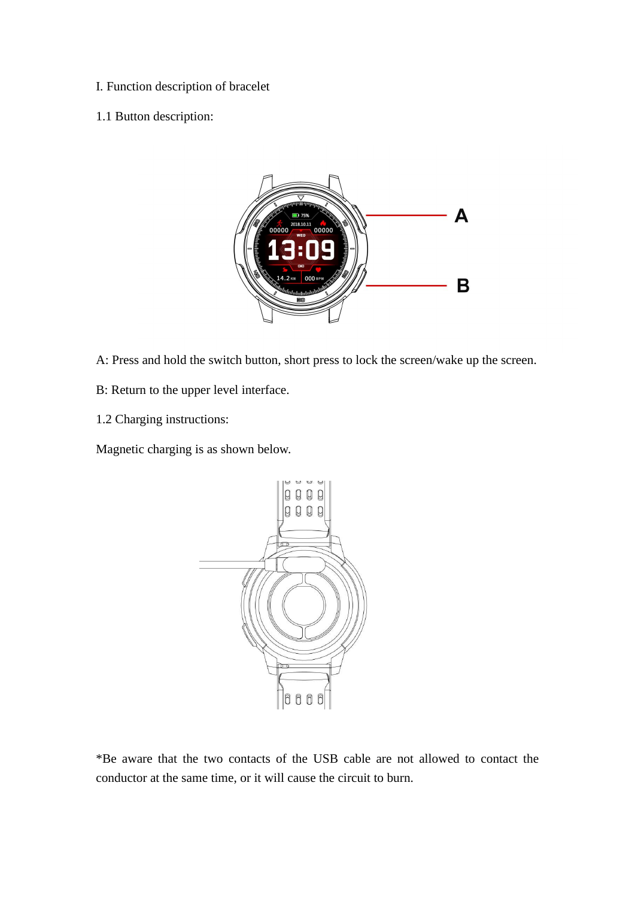# I. Function description of bracelet

## 1.1 Button description:

A: Press and hold the switch button, short press to lock the screen/wake up the screen.

B: Return to the upper level interface.

## 1.2 Charging instructions:

Magnetic charging is as shown below.

*Be aware that the two contacts of the USB cable are not allowed to contact the conductor at the same time, or it will cause the circuit to burn.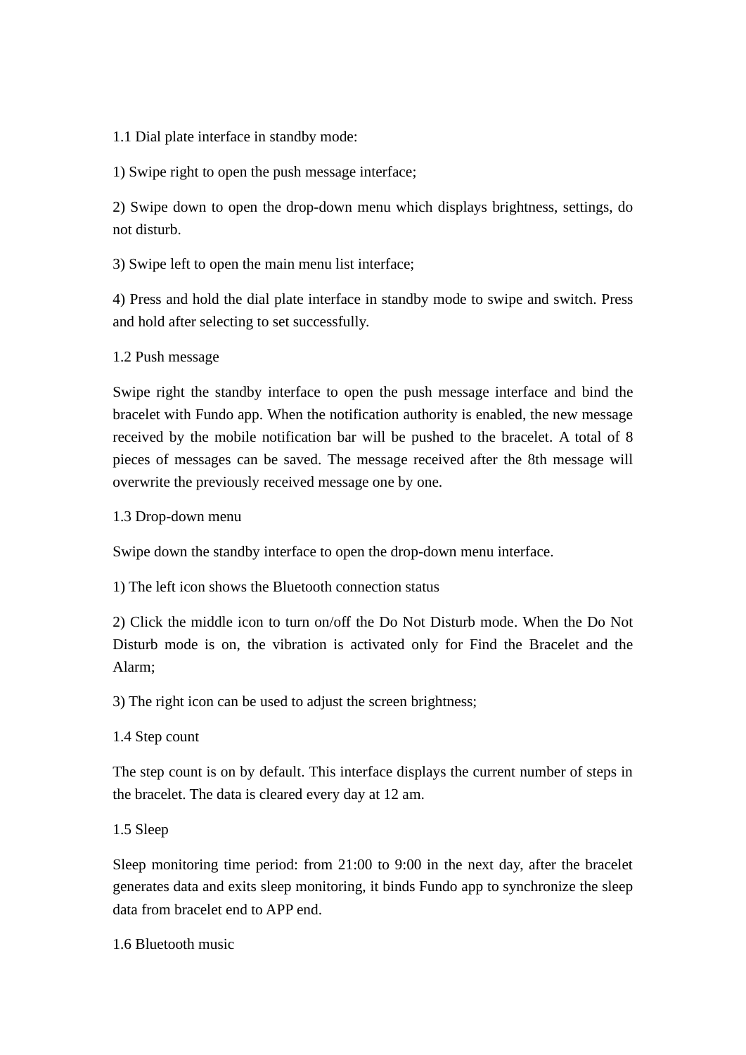## 1.1 Dial plate interface in standby mode:

1) Swipe right to open the push message interface;

2) Swipe down to open the drop-down menu which displays brightness, settings, do not disturb.

3) Swipe left to open the main menu list interface;

4) Press and hold the dial plate interface in standby mode to swipe and switch. Press and hold after selecting to set successfully.

## 1.2 Push message

Swipe right the standby interface to open the push message interface and bind the bracelet with Fundo app. When the notification authority is enabled, the new message received by the mobile notification bar will be pushed to the bracelet. A total of 8 pieces of messages can be saved. The message received after the 8th message will overwrite the previously received message one by one.

## 1.3 Drop-down menu

Swipe down the standby interface to open the drop-down menu interface.

1) The left icon shows the Bluetooth connection status

2) Click the middle icon to turn on/off the Do Not Disturb mode. When the Do Not Disturb mode is on, the vibration is activated only for Find the Bracelet and the Alarm;

3) The right icon can be used to adjust the screen brightness;

## 1.4 Step count

The step count is on by default. This interface displays the current number of steps in the bracelet. The data is cleared every day at 12 am.

## 1.5 Sleep

Sleep monitoring time period: from 21:00 to 9:00 in the next day, after the bracelet generates data and exits sleep monitoring, it binds Fundo app to synchronize the sleep data from bracelet end to APP end.

## 1.6 Bluetooth music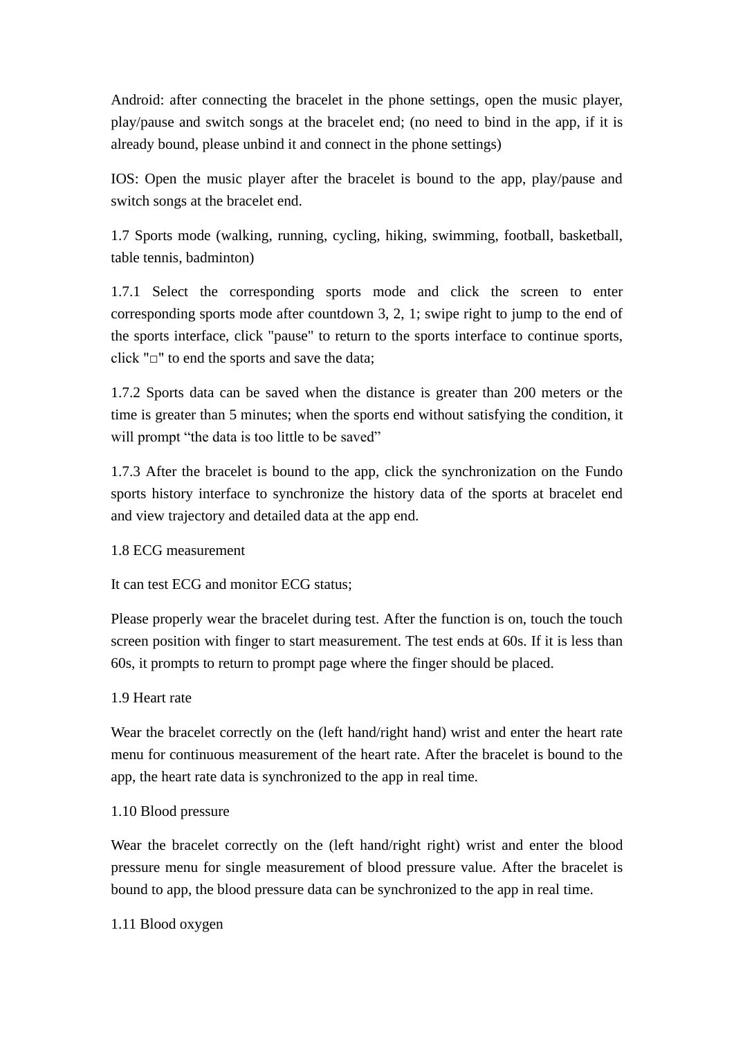Android: after connecting the bracelet in the phone settings, open the music player, play/pause and switch songs at the bracelet end; (no need to bind in the app, if it is already bound, please unbind it and connect in the phone settings)

IOS: Open the music player after the bracelet is bound to the app, play/pause and switch songs at the bracelet end.

### 1.7 Sports mode (walking, running, cycling, hiking, swimming, football, basketball, table tennis, badminton)

1.7.1 Select the corresponding sports mode and click the screen to enter corresponding sports mode after countdown 3, 2, 1; swipe right to jump to the end of the sports interface, click "pause" to return to the sports interface to continue sports, click "□" to end the sports and save the data;

1.7.2 Sports data can be saved when the distance is greater than 200 meters or the time is greater than 5 minutes; when the sports end without satisfying the condition, it will prompt “the data is too little to be saved”

1.7.3 After the bracelet is bound to the app, click the synchronization on the Fundo sports history interface to synchronize the history data of the sports at bracelet end and view trajectory and detailed data at the app end.

### 1.8 ECG measurement

It can test ECG and monitor ECG status;

Please properly wear the bracelet during test. After the function is on, touch the touch screen position with finger to start measurement. The test ends at 60s. If it is less than 60s, it prompts to return to prompt page where the finger should be placed.

### 1.9 Heart rate

Wear the bracelet correctly on the (left hand/right hand) wrist and enter the heart rate menu for continuous measurement of the heart rate. After the bracelet is bound to the app, the heart rate data is synchronized to the app in real time.

### 1.10 Blood pressure

Wear the bracelet correctly on the (left hand/right right) wrist and enter the blood pressure menu for single measurement of blood pressure value. After the bracelet is bound to app, the blood pressure data can be synchronized to the app in real time.

### 1.11 Blood oxygen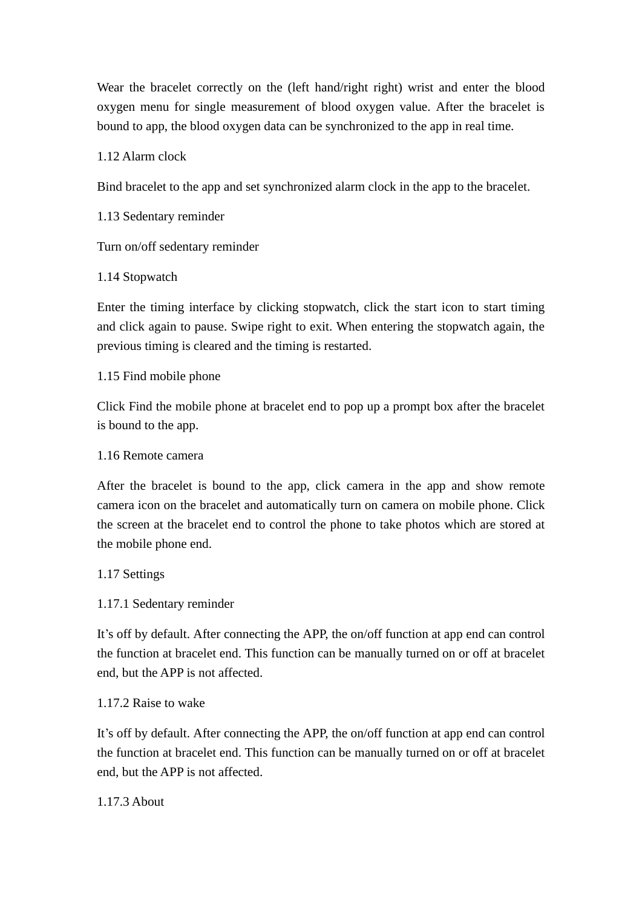Wear the bracelet correctly on the (left hand/right right) wrist and enter the blood oxygen menu for single measurement of blood oxygen value. After the bracelet is bound to app, the blood oxygen data can be synchronized to the app in real time.

### 1.12 Alarm clock

Bind bracelet to the app and set synchronized alarm clock in the app to the bracelet.

### 1.13 Sedentary reminder

Turn on/off sedentary reminder

### 1.14 Stopwatch

Enter the timing interface by clicking stopwatch, click the start icon to start timing and click again to pause. Swipe right to exit. When entering the stopwatch again, the previous timing is cleared and the timing is restarted.

### 1.15 Find mobile phone

Click Find the mobile phone at bracelet end to pop up a prompt box after the bracelet is bound to the app.

### 1.16 Remote camera

After the bracelet is bound to the app, click camera in the app and show remote camera icon on the bracelet and automatically turn on camera on mobile phone. Click the screen at the bracelet end to control the phone to take photos which are stored at the mobile phone end.

### 1.17 Settings

#### 1.17.1 Sedentary reminder

It’s off by default. After connecting the APP, the on/off function at app end can control the function at bracelet end. This function can be manually turned on or off at bracelet end, but the APP is not affected.

#### 1.17.2 Raise to wake

It’s off by default. After connecting the APP, the on/off function at app end can control the function at bracelet end. This function can be manually turned on or off at bracelet end, but the APP is not affected.

#### 1.17.3 About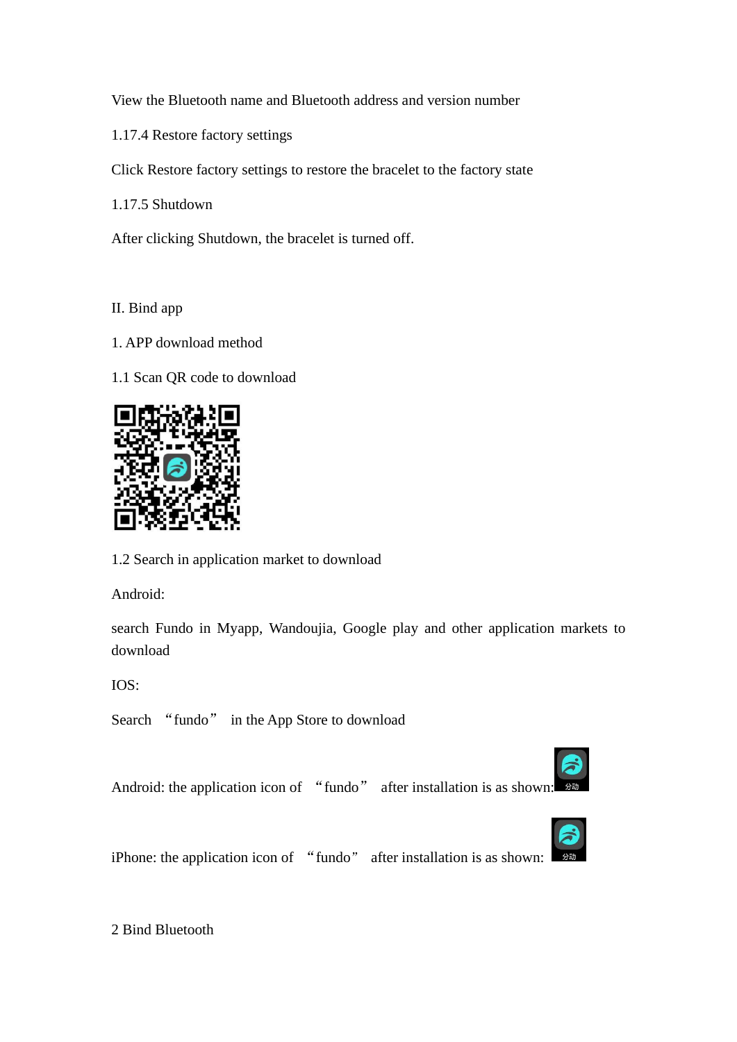View the Bluetooth name and Bluetooth address and version number

1.17.4 Restore factory settings

Click Restore factory settings to restore the bracelet to the factory state

1.17.5 Shutdown

After clicking Shutdown, the bracelet is turned off.

II. Bind app

1. APP download method

1.1 Scan QR code to download

1.2 Search in application market to download

Android:

search Fundo in Myapp, Wandoujia, Google play and other application markets to download

IOS:

Search “fundo” in the App Store to download

Android: the application icon of “fundo” after installation is as shown:

iPhone: the application icon of “fundo” after installation is as shown:

2 Bind Bluetooth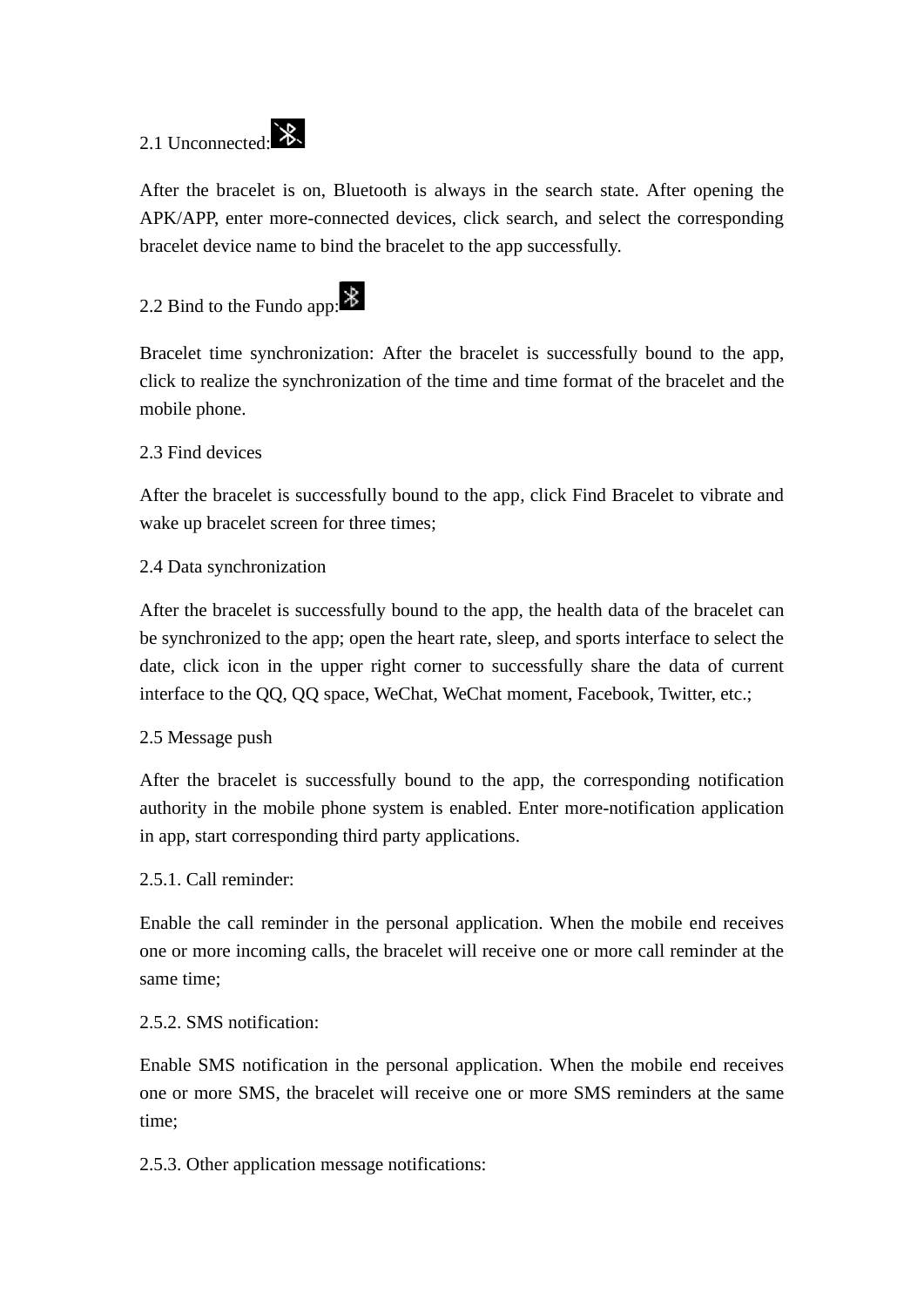2.1 Unconnected:

After the bracelet is on, Bluetooth is always in the search state. After opening the APK/APP, enter more-connected devices, click search, and select the corresponding bracelet device name to bind the bracelet to the app successfully.

2.2 Bind to the Fundo app:

Bracelet time synchronization: After the bracelet is successfully bound to the app, click to realize the synchronization of the time and time format of the bracelet and the mobile phone.

2.3 Find devices

After the bracelet is successfully bound to the app, click Find Bracelet to vibrate and wake up bracelet screen for three times;

2.4 Data synchronization

After the bracelet is successfully bound to the app, the health data of the bracelet can be synchronized to the app; open the heart rate, sleep, and sports interface to select the date, click icon in the upper right corner to successfully share the data of current interface to the QQ, QQ space, WeChat, WeChat moment, Facebook, Twitter, etc.;

2.5 Message push

After the bracelet is successfully bound to the app, the corresponding notification authority in the mobile phone system is enabled. Enter more-notification application in app, start corresponding third party applications.

2.5.1. Call reminder:

Enable the call reminder in the personal application. When the mobile end receives one or more incoming calls, the bracelet will receive one or more call reminder at the same time;

2.5.2. SMS notification:

Enable SMS notification in the personal application. When the mobile end receives one or more SMS, the bracelet will receive one or more SMS reminders at the same time;

2.5.3. Other application message notifications: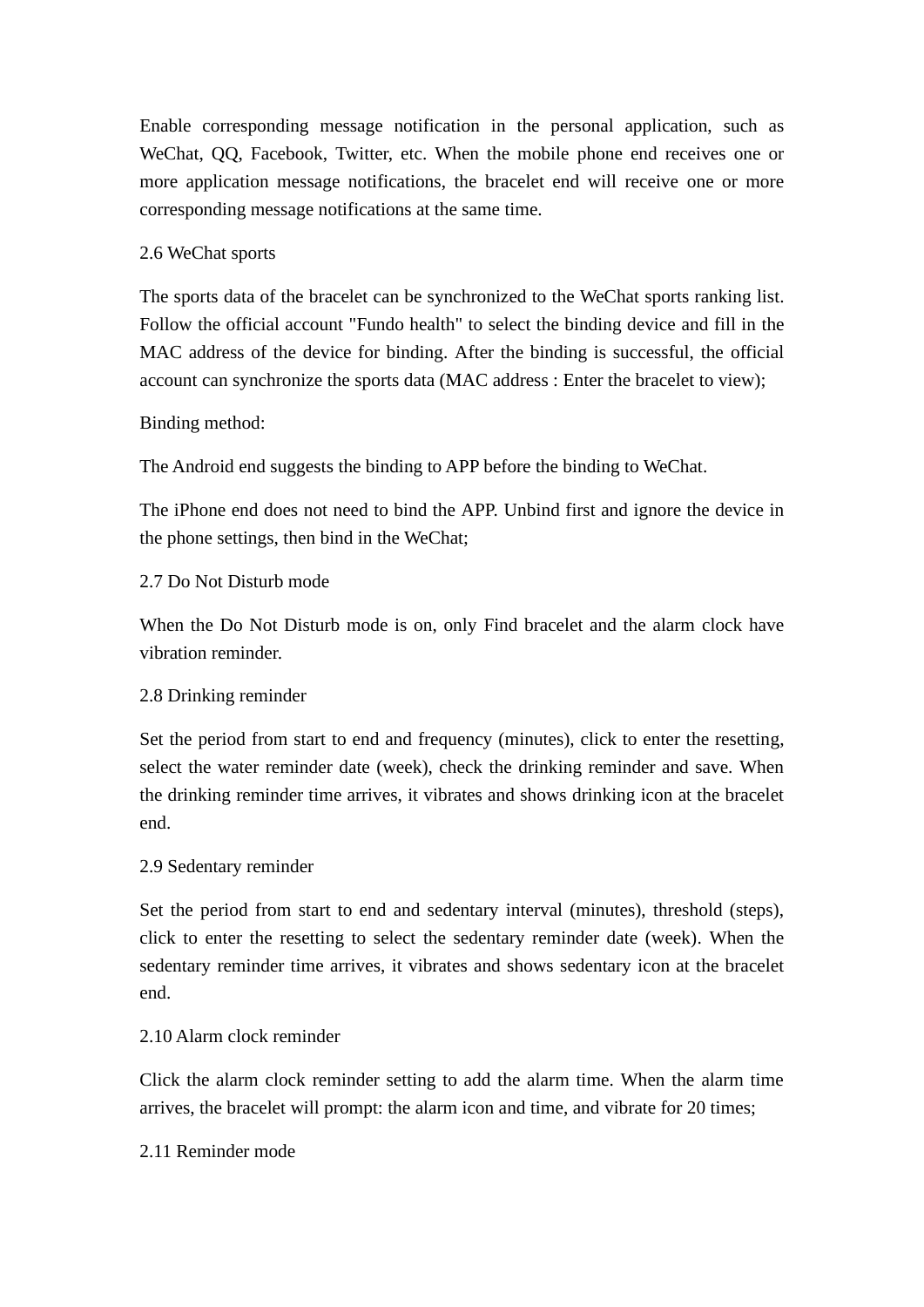Enable corresponding message notification in the personal application, such as WeChat, QQ, Facebook, Twitter, etc. When the mobile phone end receives one or more application message notifications, the bracelet end will receive one or more corresponding message notifications at the same time.

## 2.6 WeChat sports

The sports data of the bracelet can be synchronized to the WeChat sports ranking list. Follow the official account "Fundo health" to select the binding device and fill in the MAC address of the device for binding. After the binding is successful, the official account can synchronize the sports data (MAC address : Enter the bracelet to view);

Binding method:

The Android end suggests the binding to APP before the binding to WeChat.

The iPhone end does not need to bind the APP. Unbind first and ignore the device in the phone settings, then bind in the WeChat;

## 2.7 Do Not Disturb mode

When the Do Not Disturb mode is on, only Find bracelet and the alarm clock have vibration reminder.

## 2.8 Drinking reminder

Set the period from start to end and frequency (minutes), click to enter the resetting, select the water reminder date (week), check the drinking reminder and save. When the drinking reminder time arrives, it vibrates and shows drinking icon at the bracelet end.

## 2.9 Sedentary reminder

Set the period from start to end and sedentary interval (minutes), threshold (steps), click to enter the resetting to select the sedentary reminder date (week). When the sedentary reminder time arrives, it vibrates and shows sedentary icon at the bracelet end.

## 2.10 Alarm clock reminder

Click the alarm clock reminder setting to add the alarm time. When the alarm time arrives, the bracelet will prompt: the alarm icon and time, and vibrate for 20 times;

## 2.11 Reminder mode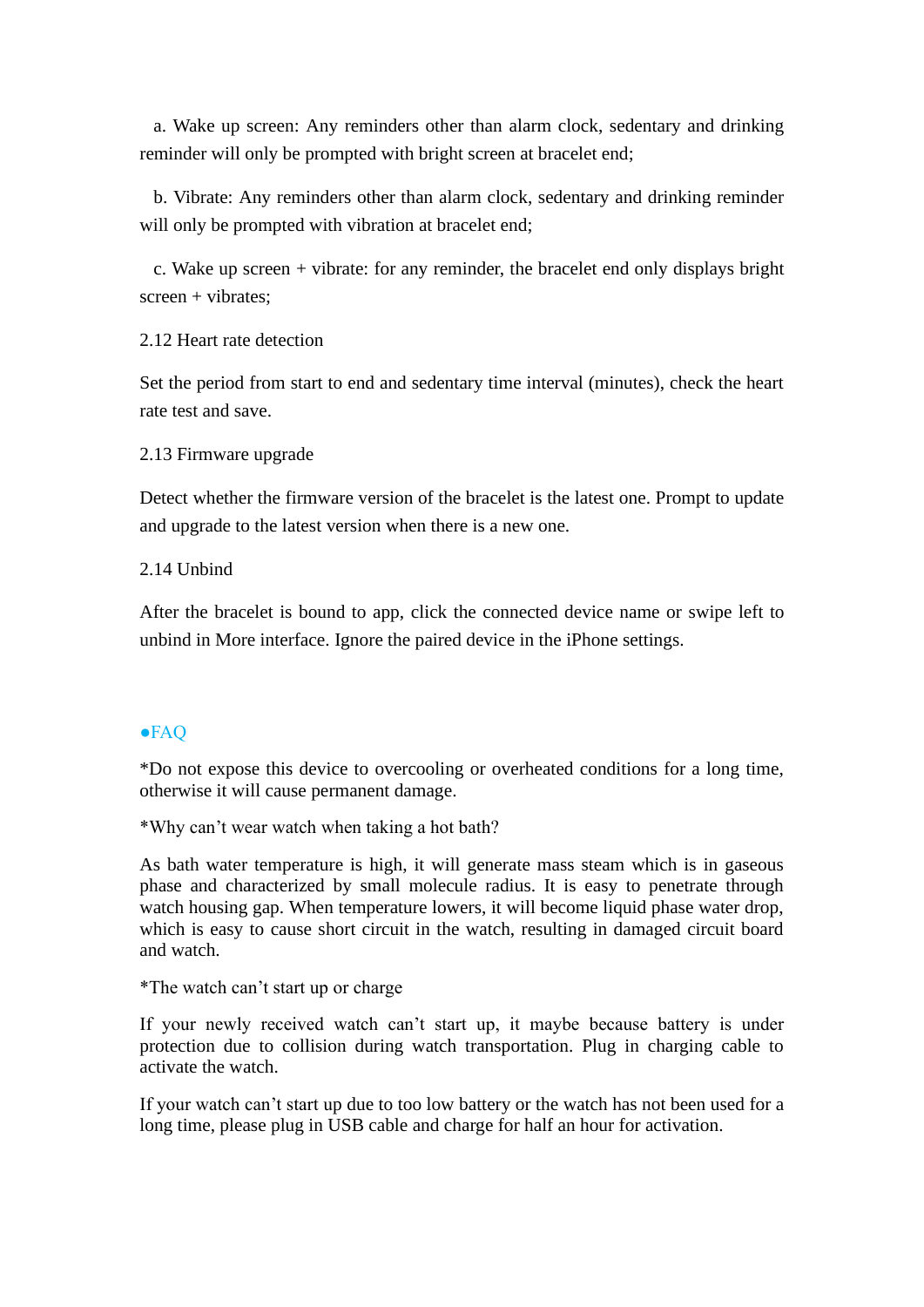a. Wake up screen: Any reminders other than alarm clock, sedentary and drinking reminder will only be prompted with bright screen at bracelet end;

b. Vibrate: Any reminders other than alarm clock, sedentary and drinking reminder will only be prompted with vibration at bracelet end;

c. Wake up screen + vibrate: for any reminder, the bracelet end only displays bright screen + vibrates;

2.12 Heart rate detection

Set the period from start to end and sedentary time interval (minutes), check the heart rate test and save.

2.13 Firmware upgrade

Detect whether the firmware version of the bracelet is the latest one. Prompt to update and upgrade to the latest version when there is a new one.

2.14 Unbind

After the bracelet is bound to app, click the connected device name or swipe left to unbind in More interface. Ignore the paired device in the iPhone settings.

## ●FAQ

*Do not expose this device to overcooling or overheated conditions for a long time, otherwise it will cause permanent damage.

*Why can't wear watch when taking a hot bath?

As bath water temperature is high, it will generate mass steam which is in gaseous phase and characterized by small molecule radius. It is easy to penetrate through watch housing gap. When temperature lowers, it will become liquid phase water drop, which is easy to cause short circuit in the watch, resulting in damaged circuit board and watch.

*The watch can't start up or charge

If your newly received watch can't start up, it maybe because battery is under protection due to collision during watch transportation. Plug in charging cable to activate the watch.

If your watch can't start up due to too low battery or the watch has not been used for a long time, please plug in USB cable and charge for half an hour for activation.